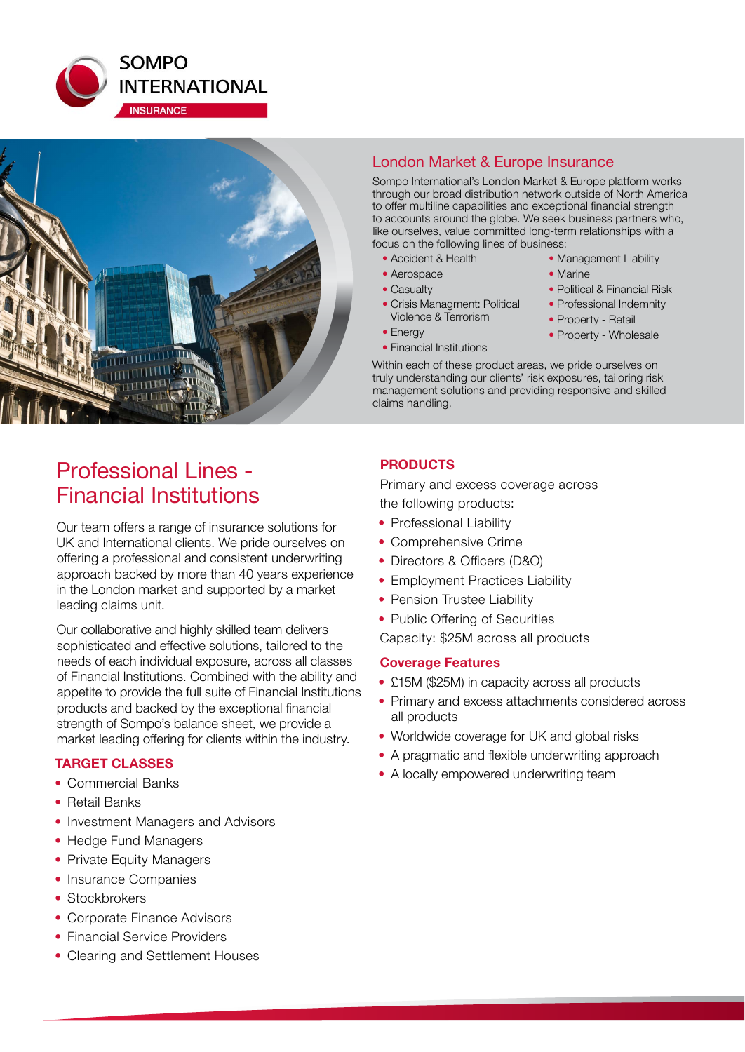SOMPO INTERNATIONAL

INSURANCE

## London Market & Europe Insurance

Sompo International's London Market & Europe platform works through our broad distribution network outside of North America to offer multiline capabilities and exceptional financial strength to accounts around the globe. We seek business partners who, like ourselves, value committed long-term relationships with a focus on the following lines of business:

- Accident & Health
- Aerospace
- Casualty
- Crisis Managment: Political Violence & Terrorism
- Energy
- Financial Institutions
- Management Liability
- Marine
- Political & Financial Risk
- Professional Indemnity
- Property - Retail
- Property - Wholesale

Within each of these product areas, we pride ourselves on truly understanding our clients' risk exposures, tailoring risk management solutions and providing responsive and skilled claims handling.

# Professional Lines - Financial Institutions

Our team offers a range of insurance solutions for UK and International clients. We pride ourselves on offering a professional and consistent underwriting approach backed by more than 40 years experience in the London market and supported by a market leading claims unit.

Our collaborative and highly skilled team delivers sophisticated and effective solutions, tailored to the needs of each individual exposure, across all classes of Financial Institutions. Combined with the ability and appetite to provide the full suite of Financial Institutions products and backed by the exceptional financial strength of Sompo's balance sheet, we provide a market leading offering for clients within the industry.

### TARGET CLASSES

- Commercial Banks
- Retail Banks
- Investment Managers and Advisors
- Hedge Fund Managers
- Private Equity Managers
- Insurance Companies
- Stockbrokers
- Corporate Finance Advisors
- Financial Service Providers
- Clearing and Settlement Houses

### PRODUCTS

Primary and excess coverage across the following products:

- Professional Liability
- Comprehensive Crime
- Directors & Officers (D&O)
- Employment Practices Liability
- Pension Trustee Liability
- Public Offering of Securities

Capacity: $25M across all products

### Coverage Features

- £15M ($25M) in capacity across all products
- Primary and excess attachments considered across all products
- Worldwide coverage for UK and global risks
- A pragmatic and flexible underwriting approach
- A locally empowered underwriting team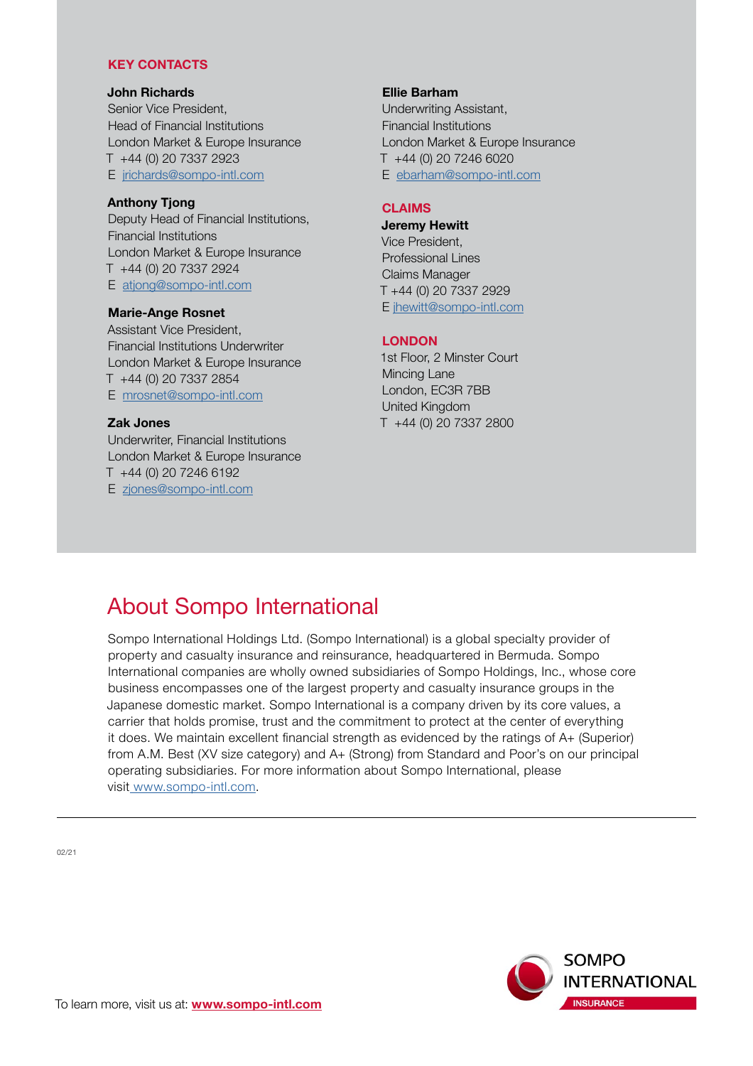## KEY CONTACTS

**John Richards**
Senior Vice President,
Head of Financial Institutions
London Market & Europe Insurance
T +44 (0) 20 7337 2923
E jrichards@sompo-intl.com

**Anthony Tjong**
Deputy Head of Financial Institutions,
Financial Institutions
London Market & Europe Insurance
T +44 (0) 20 7337 2924
E atjong@sompo-intl.com

**Marie-Ange Rosnet**
Assistant Vice President,
Financial Institutions Underwriter
London Market & Europe Insurance
T +44 (0) 20 7337 2854
E mrosnet@sompo-intl.com

**Zak Jones**
Underwriter, Financial Institutions
London Market & Europe Insurance
T +44 (0) 20 7246 6192
E zjones@sompo-intl.com

**Ellie Barham**
Underwriting Assistant,
Financial Institutions
London Market & Europe Insurance
T +44 (0) 20 7246 6020
E ebarham@sompo-intl.com

## CLAIMS

**Jeremy Hewitt**
Vice President,
Professional Lines
Claims Manager
T +44 (0) 20 7337 2929
E jhewitt@sompo-intl.com

## LONDON

1st Floor, 2 Minster Court
Mincing Lane
London, EC3R 7BB
United Kingdom
T +44 (0) 20 7337 2800

# About Sompo International

Sompo International Holdings Ltd. (Sompo International) is a global specialty provider of property and casualty insurance and reinsurance, headquartered in Bermuda. Sompo International companies are wholly owned subsidiaries of Sompo Holdings, Inc., whose core business encompasses one of the largest property and casualty insurance groups in the Japanese domestic market. Sompo International is a company driven by its core values, a carrier that holds promise, trust and the commitment to protect at the center of everything it does. We maintain excellent financial strength as evidenced by the ratings of A+ (Superior) from A.M. Best (XV size category) and A+ (Strong) from Standard and Poor's on our principal operating subsidiaries. For more information about Sompo International, please visit www.sompo-intl.com.

02/21

To learn more, visit us at: **www.sompo-intl.com**

SOMPO INTERNATIONAL
INSURANCE